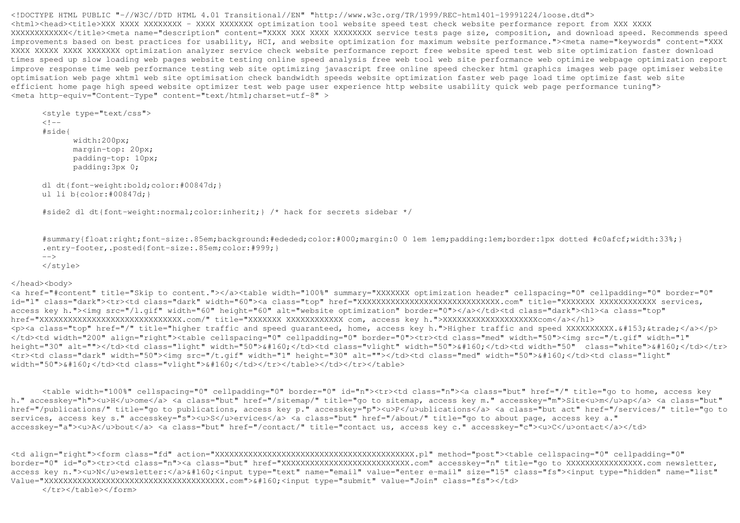```html
<!DOCTYPE HTML PUBLIC "-//W3C//DTD HTML 4.01 Transitional//EN" "http://www.w3c.org/TR/1999/REC-html401-19991224/loose.dtd">
<html><head><title>XXX XXXX XXXXXXXX - XXXX XXXXXXX optimization tool website speed test check website performance report from XXX XXXX XXXXXXXXXXXX</title><meta name="description" content="XXXX XXX XXXX XXXXXXXX service tests page size, composition, and download speed. Recommends speed improvements based on best practices for usability, HCI, and website optimization for maximum website performance."><meta name="keywords" content="XXX XXXX XXXXX XXXX XXXXXXX optimization analyzer service check website performance report free website speed test web site optimization faster download times speed up slow loading web pages website testing online speed analysis free web tool web site performance web optimize webpage optimization report improve response time web performance testing web site optimizing javascript free online speed checker html graphics images web page optimiser website optimisation web page xhtml web site optimisation check bandwidth speeds website optimization faster web page load time optimize fast web site efficient home page high speed website optimizer test web page user experience http website usability quick web page performance tuning">
<meta http-equiv="Content-Type" content="text/html;charset=utf-8" >

      <style type="text/css">
      <!--
      #side{
            width:200px;
            margin-top: 20px;
            padding-top: 10px;
            padding:3px 0;

      dl dt{font-weight:bold;color:#00847d;}
      ul li b{color:#00847d;}

      #side2 dl dt{font-weight:normal;color:inherit;} /* hack for secrets sidebar */


      #summary{float:right;font-size:.85em;background:#ededed;color:#000;margin:0 0 1em 1em;padding:1em;border:1px dotted #c0afcf;width:33%;}
      .entry-footer,.posted{font-size:.85em;color:#999;}
      -->
      </style>

</head><body>
<a href="#content" title="Skip to content."></a><table width="100%" summary="XXXXXXX optimization header" cellspacing="0" cellpadding="0" border="0" id="l" class="dark"><tr><td class="dark" width="60"><a class="top" href="XXXXXXXXXXXXXXXXXXXXXXXXXXXXXX.com" title="XXXXXXX XXXXXXXXXXXX services, access key h."><img src="/l.gif" width="60" height="60" alt="website optimization" border="0"></a></td><td class="dark"><h1><a class="top" href="XXXXXXXXXXXXXXXXXXXXXXXXXXXXXX.com/" title="XXXXXXX XXXXXXXXXXXX com, access key h.">XXXXXXXXXXXXXXXXXXXXcom</a></h1>
<p><a class="top" href="/" title="higher traffic and speed guaranteed, home, access key h.">Higher traffic and speed XXXXXXXXXX.&#153;&trade;</a></p>
</td><td width="200" align="right"><table cellspacing="0" cellpadding="0" border="0"><tr><td class="med" width="50"><img src="/t.gif" width="1" height="30" alt=""></td><td class="light" width="50">&#160;</td><td class="vlight" width="50">&#160;</td><td width="50"  class="white">&#160;</td></tr>
<tr><td class="dark" width="50"><img src="/t.gif" width="1" height="30" alt=""></td><td class="med" width="50">&#160;</td><td class="light" width="50">&#160;</td><td class="vlight">&#160;</td></tr></table></td></tr></table>


      <table width="100%" cellspacing="0" cellpadding="0" border="0" id="n"><tr><td class="n"><a class="but" href="/" title="go to home, access key h." accesskey="h"><u>H</u>ome</a> <a class="but" href="/sitemap/" title="go to sitemap, access key m." accesskey="m">Site<u>m</u>ap</a> <a class="but" href="/publications/" title="go to publications, access key p." accesskey="p"><u>P</u>ublications</a> <a class="but act" href="/services/" title="go to services, access key s." accesskey="s"><u>S</u>ervices</a> <a class="but" href="/about/" title="go to about page, access key a." accesskey="a"><u>A</u>bout</a> <a class="but" href="/contact/" title="contact us, access key c." accesskey="c"><u>C</u>ontact</a></td>


<td align="right"><form class="fd" action="XXXXXXXXXXXXXXXXXXXXXXXXXXXXXXXXXXXXXXXXXXXXX.pl" method="post"><table cellspacing="0" cellpadding="0" border="0" id="o"><tr><td class="n"><a class="but" href="XXXXXXXXXXXXXXXXXXXXXXXXXXXX.com" accesskey="n" title="go to XXXXXXXXXXXXXXXX.com newsletter, access key n."><u>N</u>ewsletter:</a>&#160;<input type="text" name="email" value="enter e-mail" size="15" class="fs"><input type="hidden" name="list" Value="XXXXXXXXXXXXXXXXXXXXXXXXXXXXXXXXXXXXXXXX.com">&#160;<input type="submit" value="Join" class="fs"></td>
      </tr></table></form>
```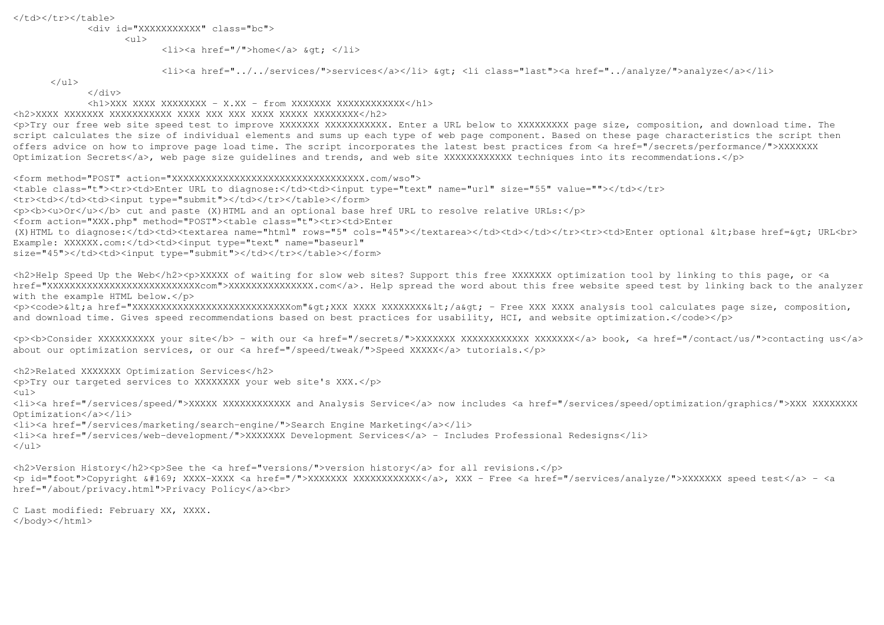```html
</td></tr></table>
		<div id="XXXXXXXXXXX" class="bc">
			<ul>
				<li><a href="/">home</a> &gt; </li>

				<li><a href="../../services/">services</a></li> &gt; <li class="last"><a href="../analyze/">analyze</a></li>
	</ul>
		</div>
		<h1>XXX XXXX XXXXXXXX - X.XX - from XXXXXXX XXXXXXXXXXXX</h1>
<h2>XXXX XXXXXXX XXXXXXXXXXX XXXX XXX XXX XXXX XXXXX XXXXXXXX</h2>
<p>Try our free web site speed test to improve XXXXXXX XXXXXXXXXXX. Enter a URL below to XXXXXXXXX page size, composition, and download time. The script calculates the size of individual elements and sums up each type of web page component. Based on these page characteristics the script then offers advice on how to improve page load time. The script incorporates the latest best practices from <a href="/secrets/performance/">XXXXXXX Optimization Secrets</a>, web page size guidelines and trends, and web site XXXXXXXXXXXX techniques into its recommendations.</p>

<form method="POST" action="XXXXXXXXXXXXXXXXXXXXXXXXXXXXXXXXXX.com/wso">
<table class="t"><tr><td>Enter URL to diagnose:</td><td><input type="text" name="url" size="55" value=""></td></tr>
<tr><td></td><td><input type="submit"></td></tr></table></form>
<p><b><u>Or</u></b> cut and paste (X)HTML and an optional base href URL to resolve relative URLs:</p>
<form action="XXX.php" method="POST"><table class="t"><tr><td>Enter
(X)HTML to diagnose:</td><td><textarea name="html" rows="5" cols="45"></textarea></td><td></td></tr><tr><td>Enter optional &lt;base href=&gt; URL<br>
Example: XXXXXX.com:</td><td><input type="text" name="baseurl"
size="45"></td><td><input type="submit"></td></tr></table></form>

<h2>Help Speed Up the Web</h2><p>XXXXX of waiting for slow web sites? Support this free XXXXXXX optimization tool by linking to this page, or <a href="XXXXXXXXXXXXXXXXXXXXXXXXXXXcom">XXXXXXXXXXXXXXX.com</a>. Help spread the word about this free website speed test by linking back to the analyzer with the example HTML below.</p>
<p><code>&lt;a href="XXXXXXXXXXXXXXXXXXXXXXXXXXXXom"&gt;XXX XXXX XXXXXXXX&lt;/a&gt; - Free XXX XXXX analysis tool calculates page size, composition, and download time. Gives speed recommendations based on best practices for usability, HCI, and website optimization.</code></p>

<p><b>Consider XXXXXXXXXX your site</b> - with our <a href="/secrets/">XXXXXXX XXXXXXXXXXXX XXXXXXX</a> book, <a href="/contact/us/">contacting us</a> about our optimization services, or our <a href="/speed/tweak/">Speed XXXXX</a> tutorials.</p>

<h2>Related XXXXXXX Optimization Services</h2>
<p>Try our targeted services to XXXXXXXX your web site's XXX.</p>
<ul>
<li><a href="/services/speed/">XXXXX XXXXXXXXXXXX and Analysis Service</a> now includes <a href="/services/speed/optimization/graphics/">XXX XXXXXXXX Optimization</a></li>
<li><a href="/services/marketing/search-engine/">Search Engine Marketing</a></li>
<li><a href="/services/web-development/">XXXXXXX Development Services</a> - Includes Professional Redesigns</li>
</ul>

<h2>Version History</h2><p>See the <a href="versions/">version history</a> for all revisions.</p>
<p id="foot">Copyright &#169; XXXX-XXXX <a href="/">XXXXXXX XXXXXXXXXXXX</a>, XXX - Free <a href="/services/analyze/">XXXXXXX speed test</a> - <a href="/about/privacy.html">Privacy Policy</a><br>

C Last modified: February XX, XXXX.
</body></html>
```